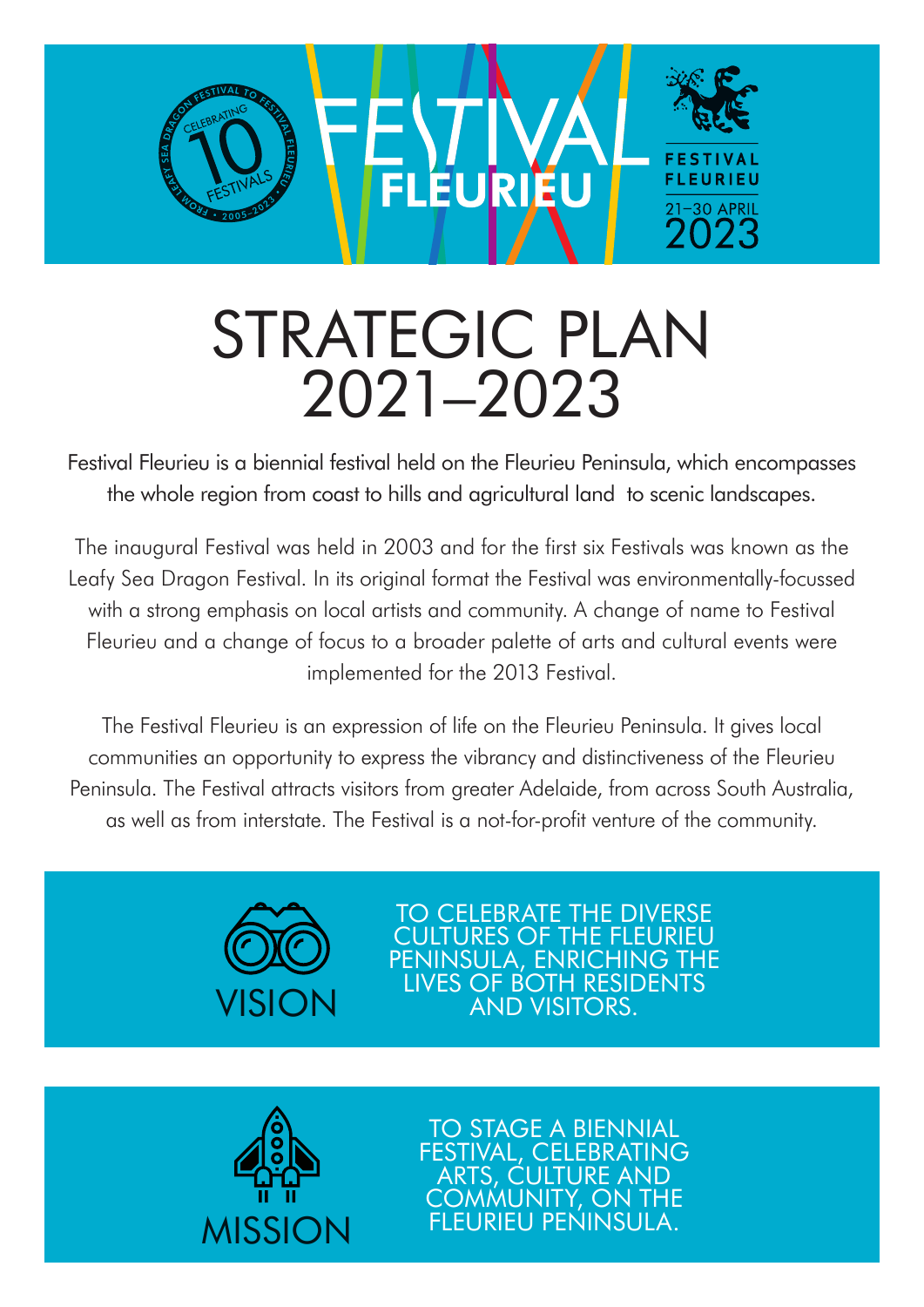FESTIVAL FLEURIEU

CELEBRATING 10 FESTIVALS • FROM LEAFY SEA DRAGON FESTIVAL TO FESTIVAL FLEURIEU • 2005–2023

FESTIVAL FLEURIEU 21–30 APRIL 2023

# STRATEGIC PLAN 2021–2023

Festival Fleurieu is a biennial festival held on the Fleurieu Peninsula, which encompasses the whole region from coast to hills and agricultural land to scenic landscapes.

The inaugural Festival was held in 2003 and for the first six Festivals was known as the Leafy Sea Dragon Festival. In its original format the Festival was environmentally-focussed with a strong emphasis on local artists and community. A change of name to Festival Fleurieu and a change of focus to a broader palette of arts and cultural events were implemented for the 2013 Festival.

The Festival Fleurieu is an expression of life on the Fleurieu Peninsula. It gives local communities an opportunity to express the vibrancy and distinctiveness of the Fleurieu Peninsula. The Festival attracts visitors from greater Adelaide, from across South Australia, as well as from interstate. The Festival is a not-for-profit venture of the community.

## VISION

TO CELEBRATE THE DIVERSE CULTURES OF THE FLEURIEU PENINSULA, ENRICHING THE LIVES OF BOTH RESIDENTS AND VISITORS.

## MISSION

TO STAGE A BIENNIAL FESTIVAL, CELEBRATING ARTS, CULTURE AND COMMUNITY, ON THE FLEURIEU PENINSULA.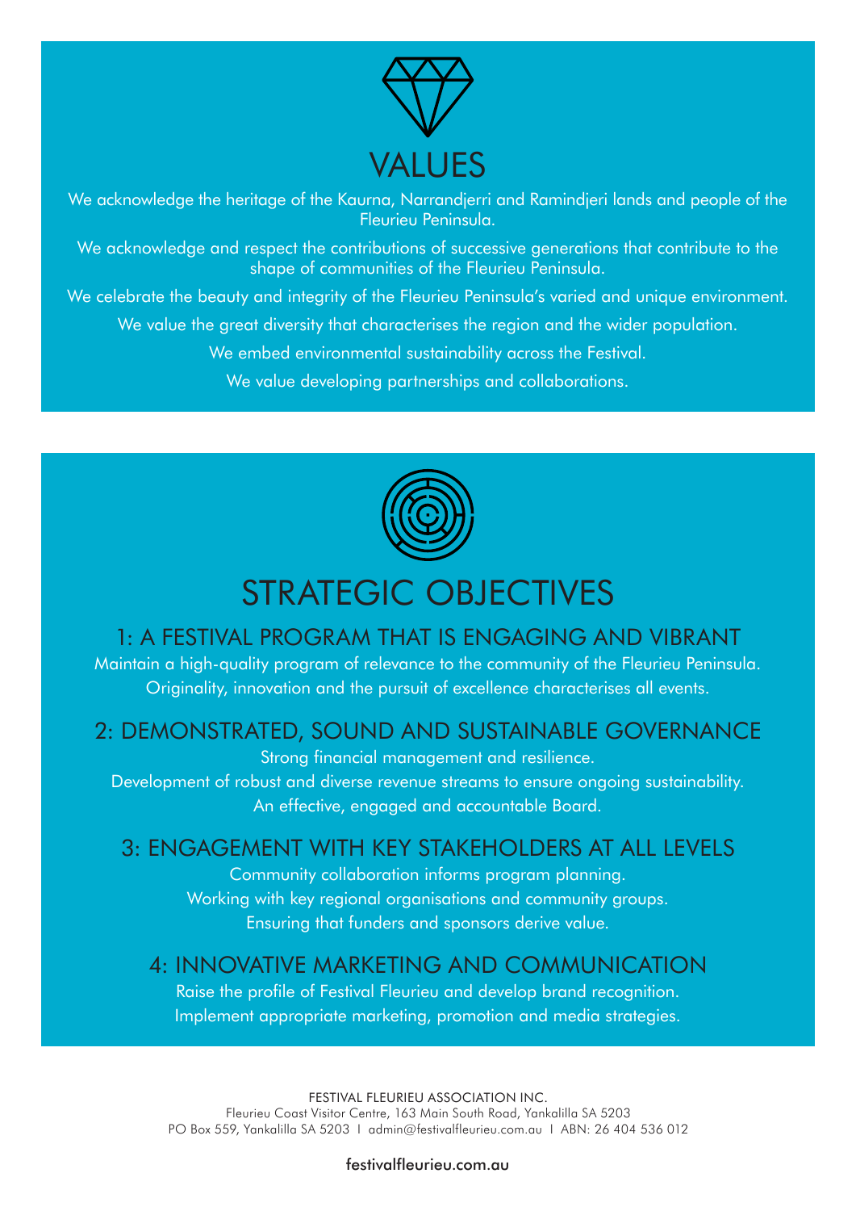# VALUES

We acknowledge the heritage of the Kaurna, Narrandjerri and Ramindjeri lands and people of the Fleurieu Peninsula.

We acknowledge and respect the contributions of successive generations that contribute to the shape of communities of the Fleurieu Peninsula.

We celebrate the beauty and integrity of the Fleurieu Peninsula's varied and unique environment.

We value the great diversity that characterises the region and the wider population.

We embed environmental sustainability across the Festival.

We value developing partnerships and collaborations.

# STRATEGIC OBJECTIVES

## 1: A FESTIVAL PROGRAM THAT IS ENGAGING AND VIBRANT

Maintain a high-quality program of relevance to the community of the Fleurieu Peninsula.

Originality, innovation and the pursuit of excellence characterises all events.

## 2: DEMONSTRATED, SOUND AND SUSTAINABLE GOVERNANCE

Strong financial management and resilience.

Development of robust and diverse revenue streams to ensure ongoing sustainability.

An effective, engaged and accountable Board.

## 3: ENGAGEMENT WITH KEY STAKEHOLDERS AT ALL LEVELS

Community collaboration informs program planning.

Working with key regional organisations and community groups.

Ensuring that funders and sponsors derive value.

## 4: INNOVATIVE MARKETING AND COMMUNICATION

Raise the profile of Festival Fleurieu and develop brand recognition.

Implement appropriate marketing, promotion and media strategies.

FESTIVAL FLEURIEU ASSOCIATION INC.
Fleurieu Coast Visitor Centre, 163 Main South Road, Yankalilla SA 5203
PO Box 559, Yankalilla SA 5203 | admin@festivalfleurieu.com.au | ABN: 26 404 536 012

festivalfleurieu.com.au